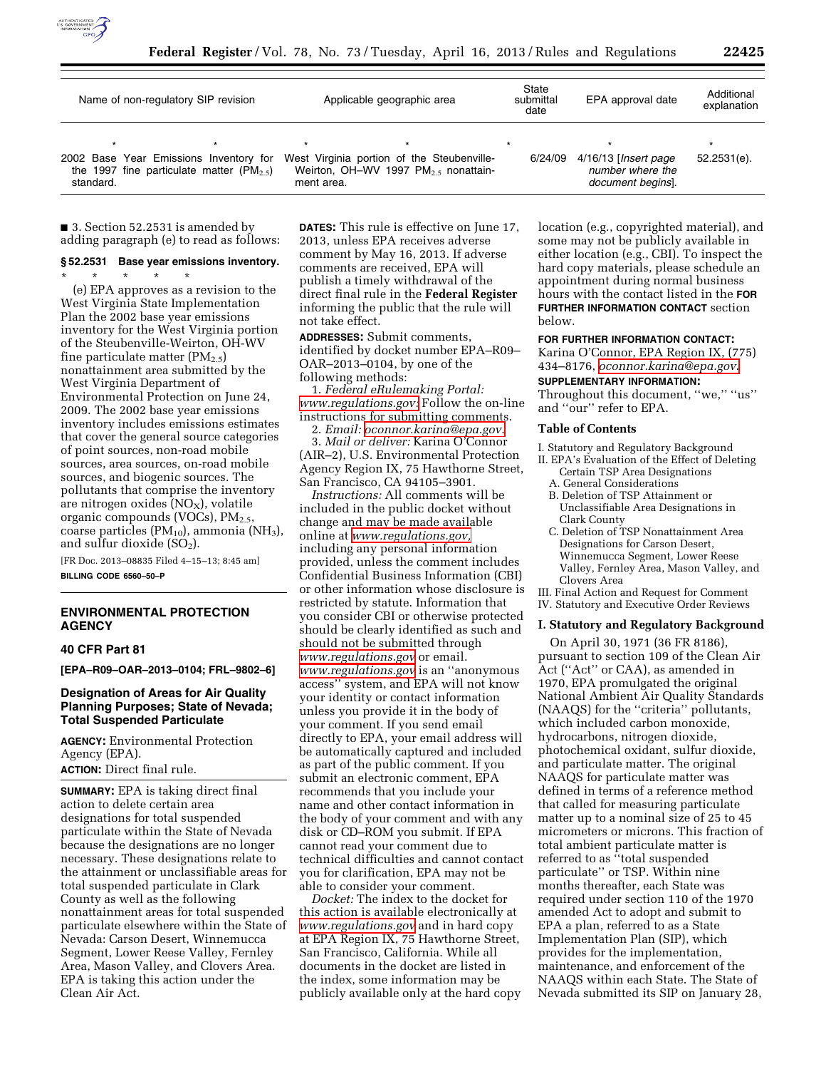| Name of non-regulatory SIP revision | Applicable geographic area | State submittal date | EPA approval date | Additional explanation |
|---|---|---|---|---|
| * | * | * | * | * |
| 2002 Base Year Emissions Inventory for the 1997 fine particulate matter ($PM_{2.5}$) standard. | West Virginia portion of the Steubenville-Weirton, OH–WV 1997 $PM_{2.5}$ nonattainment area. | 6/24/09 | 4/16/13 [*Insert page number where the document begins*]. | 52.2531(e). |

■ 3. Section 52.2531 is amended by adding paragraph (e) to read as follows:

**§ 52.2531 Base year emissions inventory.**

\* \* \* \* \*

(e) EPA approves as a revision to the West Virginia State Implementation Plan the 2002 base year emissions inventory for the West Virginia portion of the Steubenville-Weirton, OH-WV fine particulate matter ($PM_{2.5}$) nonattainment area submitted by the West Virginia Department of Environmental Protection on June 24, 2009. The 2002 base year emissions inventory includes emissions estimates that cover the general source categories of point sources, non-road mobile sources, area sources, on-road mobile sources, and biogenic sources. The pollutants that comprise the inventory are nitrogen oxides ($NO_X$), volatile organic compounds (VOCs), $PM_{2.5}$, coarse particles ($PM_{10}$), ammonia ($NH_3$), and sulfur dioxide ($SO_2$).

[FR Doc. 2013–08835 Filed 4–15–13; 8:45 am]

**BILLING CODE 6560–50–P**

## ENVIRONMENTAL PROTECTION AGENCY

### 40 CFR Part 81

**[EPA–R09–OAR–2013–0104; FRL–9802–6]**

### Designation of Areas for Air Quality Planning Purposes; State of Nevada; Total Suspended Particulate

**AGENCY:** Environmental Protection Agency (EPA).

**ACTION:** Direct final rule.

**SUMMARY:** EPA is taking direct final action to delete certain area designations for total suspended particulate within the State of Nevada because the designations are no longer necessary. These designations relate to the attainment or unclassifiable areas for total suspended particulate in Clark County as well as the following nonattainment areas for total suspended particulate elsewhere within the State of Nevada: Carson Desert, Winnemucca Segment, Lower Reese Valley, Fernley Area, Mason Valley, and Clovers Area. EPA is taking this action under the Clean Air Act.

**DATES:** This rule is effective on June 17, 2013, unless EPA receives adverse comment by May 16, 2013. If adverse comments are received, EPA will publish a timely withdrawal of the direct final rule in the **Federal Register** informing the public that the rule will not take effect.

**ADDRESSES:** Submit comments, identified by docket number EPA–R09–OAR–2013–0104, by one of the following methods:

1. *Federal eRulemaking Portal: www.regulations.gov.* Follow the on-line instructions for submitting comments.
2. *Email: oconnor.karina@epa.gov.*
3. *Mail or deliver:* Karina O'Connor (AIR–2), U.S. Environmental Protection Agency Region IX, 75 Hawthorne Street, San Francisco, CA 94105–3901.

*Instructions:* All comments will be included in the public docket without change and may be made available online at *www.regulations.gov,* including any personal information provided, unless the comment includes Confidential Business Information (CBI) or other information whose disclosure is restricted by statute. Information that you consider CBI or otherwise protected should be clearly identified as such and should not be submitted through *www.regulations.gov* or email. *www.regulations.gov* is an "anonymous access" system, and EPA will not know your identity or contact information unless you provide it in the body of your comment. If you send email directly to EPA, your email address will be automatically captured and included as part of the public comment. If you submit an electronic comment, EPA recommends that you include your name and other contact information in the body of your comment and with any disk or CD–ROM you submit. If EPA cannot read your comment due to technical difficulties and cannot contact you for clarification, EPA may not be able to consider your comment.

*Docket:* The index to the docket for this action is available electronically at *www.regulations.gov* and in hard copy at EPA Region IX, 75 Hawthorne Street, San Francisco, California. While all documents in the docket are listed in the index, some information may be publicly available only at the hard copy location (e.g., copyrighted material), and some may not be publicly available in either location (e.g., CBI). To inspect the hard copy materials, please schedule an appointment during normal business hours with the contact listed in the **FOR FURTHER INFORMATION CONTACT** section below.

**FOR FURTHER INFORMATION CONTACT:** Karina O'Connor, EPA Region IX, (775) 434–8176, *oconnor.karina@epa.gov.*

**SUPPLEMENTARY INFORMATION:** Throughout this document, "we," "us" and "our" refer to EPA.

### Table of Contents

I. Statutory and Regulatory Background
II. EPA's Evaluation of the Effect of Deleting Certain TSP Area Designations
  A. General Considerations
  B. Deletion of TSP Attainment or Unclassifiable Area Designations in Clark County
  C. Deletion of TSP Nonattainment Area Designations for Carson Desert, Winnemucca Segment, Lower Reese Valley, Fernley Area, Mason Valley, and Clovers Area
III. Final Action and Request for Comment
IV. Statutory and Executive Order Reviews

### I. Statutory and Regulatory Background

On April 30, 1971 (36 FR 8186), pursuant to section 109 of the Clean Air Act ("Act" or CAA), as amended in 1970, EPA promulgated the original National Ambient Air Quality Standards (NAAQS) for the "criteria" pollutants, which included carbon monoxide, hydrocarbons, nitrogen dioxide, photochemical oxidant, sulfur dioxide, and particulate matter. The original NAAQS for particulate matter was defined in terms of a reference method that called for measuring particulate matter up to a nominal size of 25 to 45 micrometers or microns. This fraction of total ambient particulate matter is referred to as "total suspended particulate" or TSP. Within nine months thereafter, each State was required under section 110 of the 1970 amended Act to adopt and submit to EPA a plan, referred to as a State Implementation Plan (SIP), which provides for the implementation, maintenance, and enforcement of the NAAQS within each State. The State of Nevada submitted its SIP on January 28,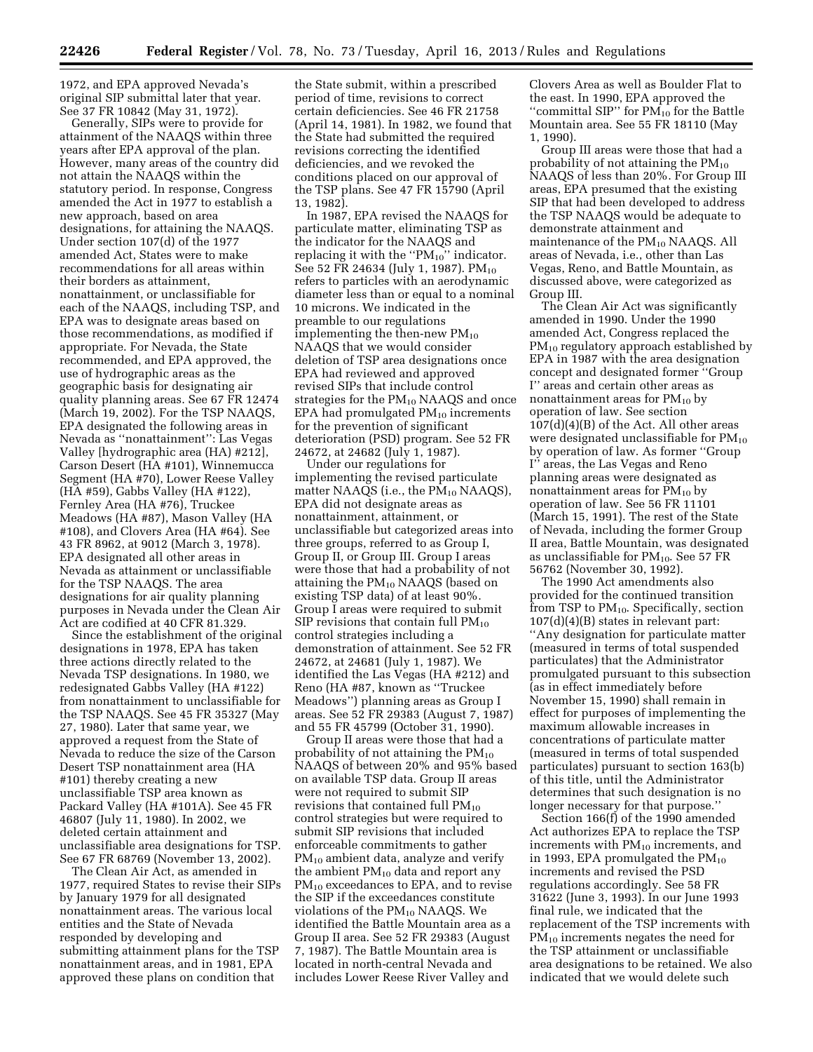1972, and EPA approved Nevada's original SIP submittal later that year. See 37 FR 10842 (May 31, 1972).

Generally, SIPs were to provide for attainment of the NAAQS within three years after EPA approval of the plan. However, many areas of the country did not attain the NAAQS within the statutory period. In response, Congress amended the Act in 1977 to establish a new approach, based on area designations, for attaining the NAAQS. Under section 107(d) of the 1977 amended Act, States were to make recommendations for all areas within their borders as attainment, nonattainment, or unclassifiable for each of the NAAQS, including TSP, and EPA was to designate areas based on those recommendations, as modified if appropriate. For Nevada, the State recommended, and EPA approved, the use of hydrographic areas as the geographic basis for designating air quality planning areas. See 67 FR 12474 (March 19, 2002). For the TSP NAAQS, EPA designated the following areas in Nevada as "nonattainment": Las Vegas Valley [hydrographic area (HA) #212], Carson Desert (HA #101), Winnemucca Segment (HA #70), Lower Reese Valley (HA #59), Gabbs Valley (HA #122), Fernley Area (HA #76), Truckee Meadows (HA #87), Mason Valley (HA #108), and Clovers Area (HA #64). See 43 FR 8962, at 9012 (March 3, 1978). EPA designated all other areas in Nevada as attainment or unclassifiable for the TSP NAAQS. The area designations for air quality planning purposes in Nevada under the Clean Air Act are codified at 40 CFR 81.329.

Since the establishment of the original designations in 1978, EPA has taken three actions directly related to the Nevada TSP designations. In 1980, we redesignated Gabbs Valley (HA #122) from nonattainment to unclassifiable for the TSP NAAQS. See 45 FR 35327 (May 27, 1980). Later that same year, we approved a request from the State of Nevada to reduce the size of the Carson Desert TSP nonattainment area (HA #101) thereby creating a new unclassifiable TSP area known as Packard Valley (HA #101A). See 45 FR 46807 (July 11, 1980). In 2002, we deleted certain attainment and unclassifiable area designations for TSP. See 67 FR 68769 (November 13, 2002).

The Clean Air Act, as amended in 1977, required States to revise their SIPs by January 1979 for all designated nonattainment areas. The various local entities and the State of Nevada responded by developing and submitting attainment plans for the TSP nonattainment areas, and in 1981, EPA approved these plans on condition that the State submit, within a prescribed period of time, revisions to correct certain deficiencies. See 46 FR 21758 (April 14, 1981). In 1982, we found that the State had submitted the required revisions correcting the identified deficiencies, and we revoked the conditions placed on our approval of the TSP plans. See 47 FR 15790 (April 13, 1982).

In 1987, EPA revised the NAAQS for particulate matter, eliminating TSP as the indicator for the NAAQS and replacing it with the "$PM_{10}$" indicator. See 52 FR 24634 (July 1, 1987). $PM_{10}$ refers to particles with an aerodynamic diameter less than or equal to a nominal 10 microns. We indicated in the preamble to our regulations implementing the then-new $PM_{10}$ NAAQS that we would consider deletion of TSP area designations once EPA had reviewed and approved revised SIPs that include control strategies for the $PM_{10}$ NAAQS and once EPA had promulgated $PM_{10}$ increments for the prevention of significant deterioration (PSD) program. See 52 FR 24672, at 24682 (July 1, 1987).

Under our regulations for implementing the revised particulate matter NAAQS (i.e., the $PM_{10}$ NAAQS), EPA did not designate areas as nonattainment, attainment, or unclassifiable but categorized areas into three groups, referred to as Group I, Group II, or Group III. Group I areas were those that had a probability of not attaining the $PM_{10}$ NAAQS (based on existing TSP data) of at least 90%. Group I areas were required to submit SIP revisions that contain full $PM_{10}$ control strategies including a demonstration of attainment. See 52 FR 24672, at 24681 (July 1, 1987). We identified the Las Vegas (HA #212) and Reno (HA #87, known as "Truckee Meadows") planning areas as Group I areas. See 52 FR 29383 (August 7, 1987) and 55 FR 45799 (October 31, 1990).

Group II areas were those that had a probability of not attaining the $PM_{10}$ NAAQS of between 20% and 95% based on available TSP data. Group II areas were not required to submit SIP revisions that contained full $PM_{10}$ control strategies but were required to submit SIP revisions that included enforceable commitments to gather $PM_{10}$ ambient data, analyze and verify the ambient $PM_{10}$ data and report any $PM_{10}$ exceedances to EPA, and to revise the SIP if the exceedances constitute violations of the $PM_{10}$ NAAQS. We identified the Battle Mountain area as a Group II area. See 52 FR 29383 (August 7, 1987). The Battle Mountain area is located in north-central Nevada and includes Lower Reese River Valley and Clovers Area as well as Boulder Flat to the east. In 1990, EPA approved the "committal SIP" for $PM_{10}$ for the Battle Mountain area. See 55 FR 18110 (May 1, 1990).

Group III areas were those that had a probability of not attaining the $PM_{10}$ NAAQS of less than 20%. For Group III areas, EPA presumed that the existing SIP that had been developed to address the TSP NAAQS would be adequate to demonstrate attainment and maintenance of the $PM_{10}$ NAAQS. All areas of Nevada, i.e., other than Las Vegas, Reno, and Battle Mountain, as discussed above, were categorized as Group III.

The Clean Air Act was significantly amended in 1990. Under the 1990 amended Act, Congress replaced the $PM_{10}$ regulatory approach established by EPA in 1987 with the area designation concept and designated former "Group I" areas and certain other areas as nonattainment areas for $PM_{10}$ by operation of law. See section 107(d)(4)(B) of the Act. All other areas were designated unclassifiable for $PM_{10}$ by operation of law. As former "Group I" areas, the Las Vegas and Reno planning areas were designated as nonattainment areas for $PM_{10}$ by operation of law. See 56 FR 11101 (March 15, 1991). The rest of the State of Nevada, including the former Group II area, Battle Mountain, was designated as unclassifiable for $PM_{10}$. See 57 FR 56762 (November 30, 1992).

The 1990 Act amendments also provided for the continued transition from TSP to $PM_{10}$. Specifically, section 107(d)(4)(B) states in relevant part: "Any designation for particulate matter (measured in terms of total suspended particulates) that the Administrator promulgated pursuant to this subsection (as in effect immediately before November 15, 1990) shall remain in effect for purposes of implementing the maximum allowable increases in concentrations of particulate matter (measured in terms of total suspended particulates) pursuant to section 163(b) of this title, until the Administrator determines that such designation is no longer necessary for that purpose."

Section 166(f) of the 1990 amended Act authorizes EPA to replace the TSP increments with $PM_{10}$ increments, and in 1993, EPA promulgated the $PM_{10}$ increments and revised the PSD regulations accordingly. See 58 FR 31622 (June 3, 1993). In our June 1993 final rule, we indicated that the replacement of the TSP increments with $PM_{10}$ increments negates the need for the TSP attainment or unclassifiable area designations to be retained. We also indicated that we would delete such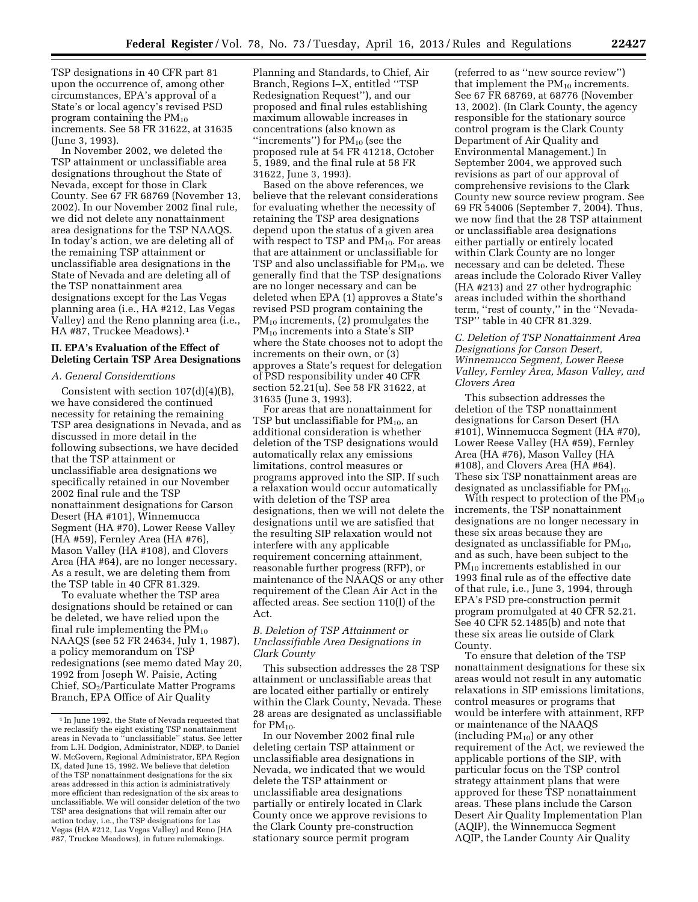TSP designations in 40 CFR part 81 upon the occurrence of, among other circumstances, EPA's approval of a State's or local agency's revised PSD program containing the $PM_{10}$ increments. See 58 FR 31622, at 31635 (June 3, 1993).

In November 2002, we deleted the TSP attainment or unclassifiable area designations throughout the State of Nevada, except for those in Clark County. See 67 FR 68769 (November 13, 2002). In our November 2002 final rule, we did not delete any nonattainment area designations for the TSP NAAQS. In today's action, we are deleting all of the remaining TSP attainment or unclassifiable area designations in the State of Nevada and are deleting all of the TSP nonattainment area designations except for the Las Vegas planning area (i.e., HA #212, Las Vegas Valley) and the Reno planning area (i.e., HA #87, Truckee Meadows).[1]

## II. EPA's Evaluation of the Effect of Deleting Certain TSP Area Designations

### A. General Considerations

Consistent with section 107(d)(4)(B), we have considered the continued necessity for retaining the remaining TSP area designations in Nevada, and as discussed in more detail in the following subsections, we have decided that the TSP attainment or unclassifiable area designations we specifically retained in our November 2002 final rule and the TSP nonattainment designations for Carson Desert (HA #101), Winnemucca Segment (HA #70), Lower Reese Valley (HA #59), Fernley Area (HA #76), Mason Valley (HA #108), and Clovers Area (HA #64), are no longer necessary. As a result, we are deleting them from the TSP table in 40 CFR 81.329.

To evaluate whether the TSP area designations should be retained or can be deleted, we have relied upon the final rule implementing the $PM_{10}$ NAAQS (see 52 FR 24634, July 1, 1987), a policy memorandum on TSP redesignations (see memo dated May 20, 1992 from Joseph W. Paisie, Acting Chief, $SO_2$/Particulate Matter Programs Branch, EPA Office of Air Quality Planning and Standards, to Chief, Air Branch, Regions I–X, entitled "TSP Redesignation Request"), and our proposed and final rules establishing maximum allowable increases in concentrations (also known as "increments") for $PM_{10}$ (see the proposed rule at 54 FR 41218, October 5, 1989, and the final rule at 58 FR 31622, June 3, 1993).

Based on the above references, we believe that the relevant considerations for evaluating whether the necessity of retaining the TSP area designations depend upon the status of a given area with respect to TSP and $PM_{10}$. For areas that are attainment or unclassifiable for TSP and also unclassifiable for $PM_{10}$, we generally find that the TSP designations are no longer necessary and can be deleted when EPA (1) approves a State's revised PSD program containing the $PM_{10}$ increments, (2) promulgates the $PM_{10}$ increments into a State's SIP where the State chooses not to adopt the increments on their own, or (3) approves a State's request for delegation of PSD responsibility under 40 CFR section 52.21(u). See 58 FR 31622, at 31635 (June 3, 1993).

For areas that are nonattainment for TSP but unclassifiable for $PM_{10}$, an additional consideration is whether deletion of the TSP designations would automatically relax any emissions limitations, control measures or programs approved into the SIP. If such a relaxation would occur automatically with deletion of the TSP area designations, then we will not delete the designations until we are satisfied that the resulting SIP relaxation would not interfere with any applicable requirement concerning attainment, reasonable further progress (RFP), or maintenance of the NAAQS or any other requirement of the Clean Air Act in the affected areas. See section 110(l) of the Act.

### B. Deletion of TSP Attainment or Unclassifiable Area Designations in Clark County

This subsection addresses the 28 TSP attainment or unclassifiable areas that are located either partially or entirely within the Clark County, Nevada. These 28 areas are designated as unclassifiable for $PM_{10}$.

In our November 2002 final rule deleting certain TSP attainment or unclassifiable area designations in Nevada, we indicated that we would delete the TSP attainment or unclassifiable area designations partially or entirely located in Clark County once we approve revisions to the Clark County pre-construction stationary source permit program (referred to as "new source review") that implement the $PM_{10}$ increments. See 67 FR 68769, at 68776 (November 13, 2002). (In Clark County, the agency responsible for the stationary source control program is the Clark County Department of Air Quality and Environmental Management.) In September 2004, we approved such revisions as part of our approval of comprehensive revisions to the Clark County new source review program. See 69 FR 54006 (September 7, 2004). Thus, we now find that the 28 TSP attainment or unclassifiable area designations either partially or entirely located within Clark County are no longer necessary and can be deleted. These areas include the Colorado River Valley (HA #213) and 27 other hydrographic areas included within the shorthand term, "rest of county," in the "Nevada-TSP" table in 40 CFR 81.329.

### C. Deletion of TSP Nonattainment Area Designations for Carson Desert, Winnemucca Segment, Lower Reese Valley, Fernley Area, Mason Valley, and Clovers Area

This subsection addresses the deletion of the TSP nonattainment designations for Carson Desert (HA #101), Winnemucca Segment (HA #70), Lower Reese Valley (HA #59), Fernley Area (HA #76), Mason Valley (HA #108), and Clovers Area (HA #64). These six TSP nonattainment areas are designated as unclassifiable for $PM_{10}$.

With respect to protection of the $PM_{10}$ increments, the TSP nonattainment designations are no longer necessary in these six areas because they are designated as unclassifiable for $PM_{10}$, and as such, have been subject to the $PM_{10}$ increments established in our 1993 final rule as of the effective date of that rule, i.e., June 3, 1994, through EPA's PSD pre-construction permit program promulgated at 40 CFR 52.21. See 40 CFR 52.1485(b) and note that these six areas lie outside of Clark County.

To ensure that deletion of the TSP nonattainment designations for these six areas would not result in any automatic relaxations in SIP emissions limitations, control measures or programs that would be interfere with attainment, RFP or maintenance of the NAAQS (including $PM_{10}$) or any other requirement of the Act, we reviewed the applicable portions of the SIP, with particular focus on the TSP control strategy attainment plans that were approved for these TSP nonattainment areas. These plans include the Carson Desert Air Quality Implementation Plan (AQIP), the Winnemucca Segment AQIP, the Lander County Air Quality

---

[1] In June 1992, the State of Nevada requested that we reclassify the eight existing TSP nonattainment areas in Nevada to "unclassifiable" status. See letter from L.H. Dodgion, Administrator, NDEP, to Daniel W. McGovern, Regional Administrator, EPA Region IX, dated June 15, 1992. We believe that deletion of the TSP nonattainment designations for the six areas addressed in this action is administratively more efficient than redesignation of the six areas to unclassifiable. We will consider deletion of the two TSP area designations that will remain after our action today, i.e., the TSP designations for Las Vegas (HA #212, Las Vegas Valley) and Reno (HA #87, Truckee Meadows), in future rulemakings.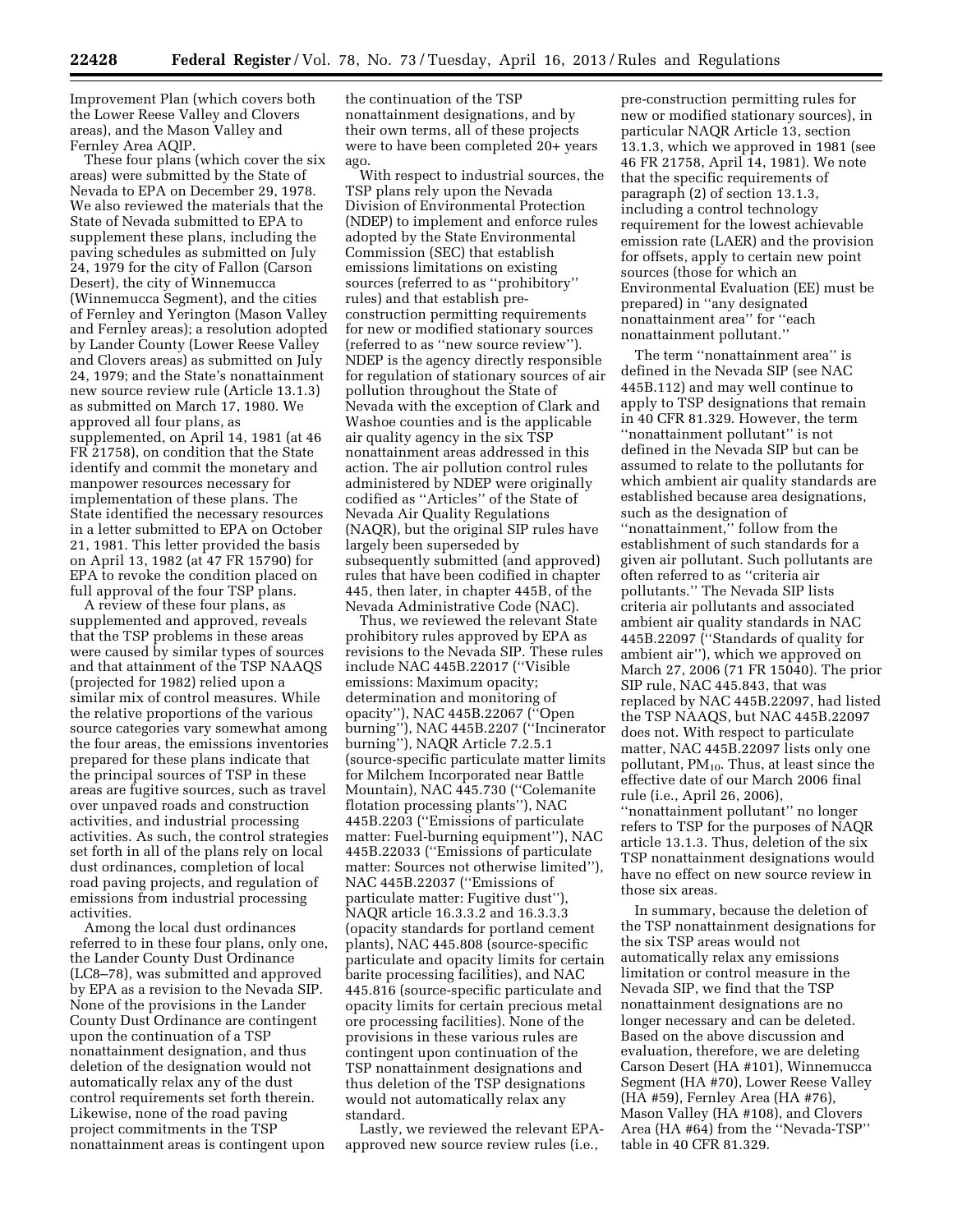Improvement Plan (which covers both the Lower Reese Valley and Clovers areas), and the Mason Valley and Fernley Area AQIP.

These four plans (which cover the six areas) were submitted by the State of Nevada to EPA on December 29, 1978. We also reviewed the materials that the State of Nevada submitted to EPA to supplement these plans, including the paving schedules as submitted on July 24, 1979 for the city of Fallon (Carson Desert), the city of Winnemucca (Winnemucca Segment), and the cities of Fernley and Yerington (Mason Valley and Fernley areas); a resolution adopted by Lander County (Lower Reese Valley and Clovers areas) as submitted on July 24, 1979; and the State's nonattainment new source review rule (Article 13.1.3) as submitted on March 17, 1980. We approved all four plans, as supplemented, on April 14, 1981 (at 46 FR 21758), on condition that the State identify and commit the monetary and manpower resources necessary for implementation of these plans. The State identified the necessary resources in a letter submitted to EPA on October 21, 1981. This letter provided the basis on April 13, 1982 (at 47 FR 15790) for EPA to revoke the condition placed on full approval of the four TSP plans.

A review of these four plans, as supplemented and approved, reveals that the TSP problems in these areas were caused by similar types of sources and that attainment of the TSP NAAQS (projected for 1982) relied upon a similar mix of control measures. While the relative proportions of the various source categories vary somewhat among the four areas, the emissions inventories prepared for these plans indicate that the principal sources of TSP in these areas are fugitive sources, such as travel over unpaved roads and construction activities, and industrial processing activities. As such, the control strategies set forth in all of the plans rely on local dust ordinances, completion of local road paving projects, and regulation of emissions from industrial processing activities.

Among the local dust ordinances referred to in these four plans, only one, the Lander County Dust Ordinance (LC8–78), was submitted and approved by EPA as a revision to the Nevada SIP. None of the provisions in the Lander County Dust Ordinance are contingent upon the continuation of a TSP nonattainment designation, and thus deletion of the designation would not automatically relax any of the dust control requirements set forth therein. Likewise, none of the road paving project commitments in the TSP nonattainment areas is contingent upon the continuation of the TSP nonattainment designations, and by their own terms, all of these projects were to have been completed 20+ years ago.

With respect to industrial sources, the TSP plans rely upon the Nevada Division of Environmental Protection (NDEP) to implement and enforce rules adopted by the State Environmental Commission (SEC) that establish emissions limitations on existing sources (referred to as "prohibitory" rules) and that establish pre-construction permitting requirements for new or modified stationary sources (referred to as "new source review"). NDEP is the agency directly responsible for regulation of stationary sources of air pollution throughout the State of Nevada with the exception of Clark and Washoe counties and is the applicable air quality agency in the six TSP nonattainment areas addressed in this action. The air pollution control rules administered by NDEP were originally codified as "Articles" of the State of Nevada Air Quality Regulations (NAQR), but the original SIP rules have largely been superseded by subsequently submitted (and approved) rules that have been codified in chapter 445, then later, in chapter 445B, of the Nevada Administrative Code (NAC).

Thus, we reviewed the relevant State prohibitory rules approved by EPA as revisions to the Nevada SIP. These rules include NAC 445B.22017 ("Visible emissions: Maximum opacity; determination and monitoring of opacity"), NAC 445B.22067 ("Open burning"), NAC 445B.2207 ("Incinerator burning"), NAQR Article 7.2.5.1 (source-specific particulate matter limits for Milchem Incorporated near Battle Mountain), NAC 445.730 ("Colemanite flotation processing plants"), NAC 445B.2203 ("Emissions of particulate matter: Fuel-burning equipment"), NAC 445B.22033 ("Emissions of particulate matter: Sources not otherwise limited"), NAC 445B.22037 ("Emissions of particulate matter: Fugitive dust"), NAQR article 16.3.3.2 and 16.3.3.3 (opacity standards for portland cement plants), NAC 445.808 (source-specific particulate and opacity limits for certain barite processing facilities), and NAC 445.816 (source-specific particulate and opacity limits for certain precious metal ore processing facilities). None of the provisions in these various rules are contingent upon continuation of the TSP nonattainment designations and thus deletion of the TSP designations would not automatically relax any standard.

Lastly, we reviewed the relevant EPA-approved new source review rules (i.e., pre-construction permitting rules for new or modified stationary sources), in particular NAQR Article 13, section 13.1.3, which we approved in 1981 (see 46 FR 21758, April 14, 1981). We note that the specific requirements of paragraph (2) of section 13.1.3, including a control technology requirement for the lowest achievable emission rate (LAER) and the provision for offsets, apply to certain new point sources (those for which an Environmental Evaluation (EE) must be prepared) in "any designated nonattainment area" for "each nonattainment pollutant."

The term "nonattainment area" is defined in the Nevada SIP (see NAC 445B.112) and may well continue to apply to TSP designations that remain in 40 CFR 81.329. However, the term "nonattainment pollutant" is not defined in the Nevada SIP but can be assumed to relate to the pollutants for which ambient air quality standards are established because area designations, such as the designation of "nonattainment," follow from the establishment of such standards for a given air pollutant. Such pollutants are often referred to as "criteria air pollutants." The Nevada SIP lists criteria air pollutants and associated ambient air quality standards in NAC 445B.22097 ("Standards of quality for ambient air"), which we approved on March 27, 2006 (71 FR 15040). The prior SIP rule, NAC 445.843, that was replaced by NAC 445B.22097, had listed the TSP NAAQS, but NAC 445B.22097 does not. With respect to particulate matter, NAC 445B.22097 lists only one pollutant, $PM_{10}$. Thus, at least since the effective date of our March 2006 final rule (i.e., April 26, 2006), "nonattainment pollutant" no longer refers to TSP for the purposes of NAQR article 13.1.3. Thus, deletion of the six TSP nonattainment designations would have no effect on new source review in those six areas.

In summary, because the deletion of the TSP nonattainment designations for the six TSP areas would not automatically relax any emissions limitation or control measure in the Nevada SIP, we find that the TSP nonattainment designations are no longer necessary and can be deleted. Based on the above discussion and evaluation, therefore, we are deleting Carson Desert (HA #101), Winnemucca Segment (HA #70), Lower Reese Valley (HA #59), Fernley Area (HA #76), Mason Valley (HA #108), and Clovers Area (HA #64) from the "Nevada-TSP" table in 40 CFR 81.329.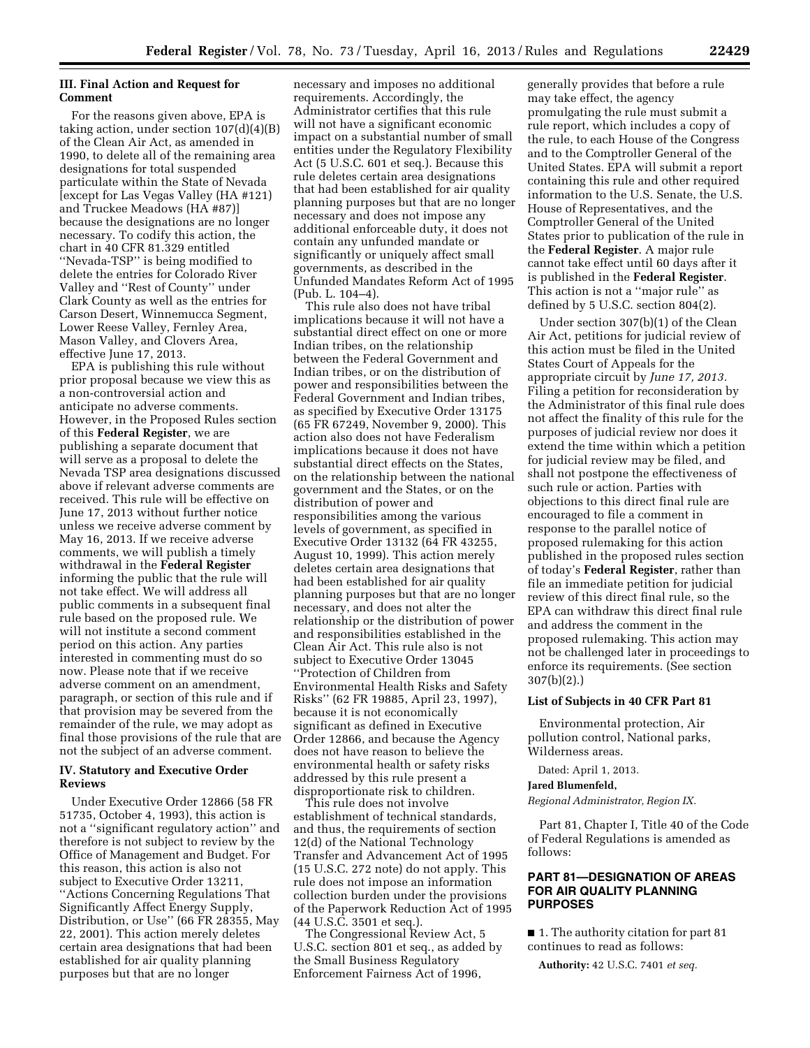## III. Final Action and Request for Comment

For the reasons given above, EPA is taking action, under section 107(d)(4)(B) of the Clean Air Act, as amended in 1990, to delete all of the remaining area designations for total suspended particulate within the State of Nevada [except for Las Vegas Valley (HA #121) and Truckee Meadows (HA #87)] because the designations are no longer necessary. To codify this action, the chart in 40 CFR 81.329 entitled ''Nevada-TSP'' is being modified to delete the entries for Colorado River Valley and ''Rest of County'' under Clark County as well as the entries for Carson Desert, Winnemucca Segment, Lower Reese Valley, Fernley Area, Mason Valley, and Clovers Area, effective June 17, 2013.

EPA is publishing this rule without prior proposal because we view this as a non-controversial action and anticipate no adverse comments. However, in the Proposed Rules section of this **Federal Register**, we are publishing a separate document that will serve as a proposal to delete the Nevada TSP area designations discussed above if relevant adverse comments are received. This rule will be effective on June 17, 2013 without further notice unless we receive adverse comment by May 16, 2013. If we receive adverse comments, we will publish a timely withdrawal in the **Federal Register** informing the public that the rule will not take effect. We will address all public comments in a subsequent final rule based on the proposed rule. We will not institute a second comment period on this action. Any parties interested in commenting must do so now. Please note that if we receive adverse comment on an amendment, paragraph, or section of this rule and if that provision may be severed from the remainder of the rule, we may adopt as final those provisions of the rule that are not the subject of an adverse comment.

## IV. Statutory and Executive Order Reviews

Under Executive Order 12866 (58 FR 51735, October 4, 1993), this action is not a ''significant regulatory action'' and therefore is not subject to review by the Office of Management and Budget. For this reason, this action is also not subject to Executive Order 13211, ''Actions Concerning Regulations That Significantly Affect Energy Supply, Distribution, or Use'' (66 FR 28355, May 22, 2001). This action merely deletes certain area designations that had been established for air quality planning purposes but that are no longer necessary and imposes no additional requirements. Accordingly, the Administrator certifies that this rule will not have a significant economic impact on a substantial number of small entities under the Regulatory Flexibility Act (5 U.S.C. 601 et seq.). Because this rule deletes certain area designations that had been established for air quality planning purposes but that are no longer necessary and does not impose any additional enforceable duty, it does not contain any unfunded mandate or significantly or uniquely affect small governments, as described in the Unfunded Mandates Reform Act of 1995 (Pub. L. 104–4).

This rule also does not have tribal implications because it will not have a substantial direct effect on one or more Indian tribes, on the relationship between the Federal Government and Indian tribes, or on the distribution of power and responsibilities between the Federal Government and Indian tribes, as specified by Executive Order 13175 (65 FR 67249, November 9, 2000). This action also does not have Federalism implications because it does not have substantial direct effects on the States, on the relationship between the national government and the States, or on the distribution of power and responsibilities among the various levels of government, as specified in Executive Order 13132 (64 FR 43255, August 10, 1999). This action merely deletes certain area designations that had been established for air quality planning purposes but that are no longer necessary, and does not alter the relationship or the distribution of power and responsibilities established in the Clean Air Act. This rule also is not subject to Executive Order 13045 ''Protection of Children from Environmental Health Risks and Safety Risks'' (62 FR 19885, April 23, 1997), because it is not economically significant as defined in Executive Order 12866, and because the Agency does not have reason to believe the environmental health or safety risks addressed by this rule present a disproportionate risk to children.

This rule does not involve establishment of technical standards, and thus, the requirements of section 12(d) of the National Technology Transfer and Advancement Act of 1995 (15 U.S.C. 272 note) do not apply. This rule does not impose an information collection burden under the provisions of the Paperwork Reduction Act of 1995 (44 U.S.C. 3501 et seq.).

The Congressional Review Act, 5 U.S.C. section 801 et seq., as added by the Small Business Regulatory Enforcement Fairness Act of 1996, generally provides that before a rule may take effect, the agency promulgating the rule must submit a rule report, which includes a copy of the rule, to each House of the Congress and to the Comptroller General of the United States. EPA will submit a report containing this rule and other required information to the U.S. Senate, the U.S. House of Representatives, and the Comptroller General of the United States prior to publication of the rule in the **Federal Register**. A major rule cannot take effect until 60 days after it is published in the **Federal Register**. This action is not a ''major rule'' as defined by 5 U.S.C. section 804(2).

Under section 307(b)(1) of the Clean Air Act, petitions for judicial review of this action must be filed in the United States Court of Appeals for the appropriate circuit by *June 17, 2013.* Filing a petition for reconsideration by the Administrator of this final rule does not affect the finality of this rule for the purposes of judicial review nor does it extend the time within which a petition for judicial review may be filed, and shall not postpone the effectiveness of such rule or action. Parties with objections to this direct final rule are encouraged to file a comment in response to the parallel notice of proposed rulemaking for this action published in the proposed rules section of today's **Federal Register**, rather than file an immediate petition for judicial review of this direct final rule, so the EPA can withdraw this direct final rule and address the comment in the proposed rulemaking. This action may not be challenged later in proceedings to enforce its requirements. (See section 307(b)(2).)

### List of Subjects in 40 CFR Part 81

Environmental protection, Air pollution control, National parks, Wilderness areas.

Dated: April 1, 2013.

**Jared Blumenfeld,**

*Regional Administrator, Region IX.*

Part 81, Chapter I, Title 40 of the Code of Federal Regulations is amended as follows:

## PART 81—DESIGNATION OF AREAS FOR AIR QUALITY PLANNING PURPOSES

■ 1. The authority citation for part 81 continues to read as follows:

**Authority:** 42 U.S.C. 7401 *et seq.*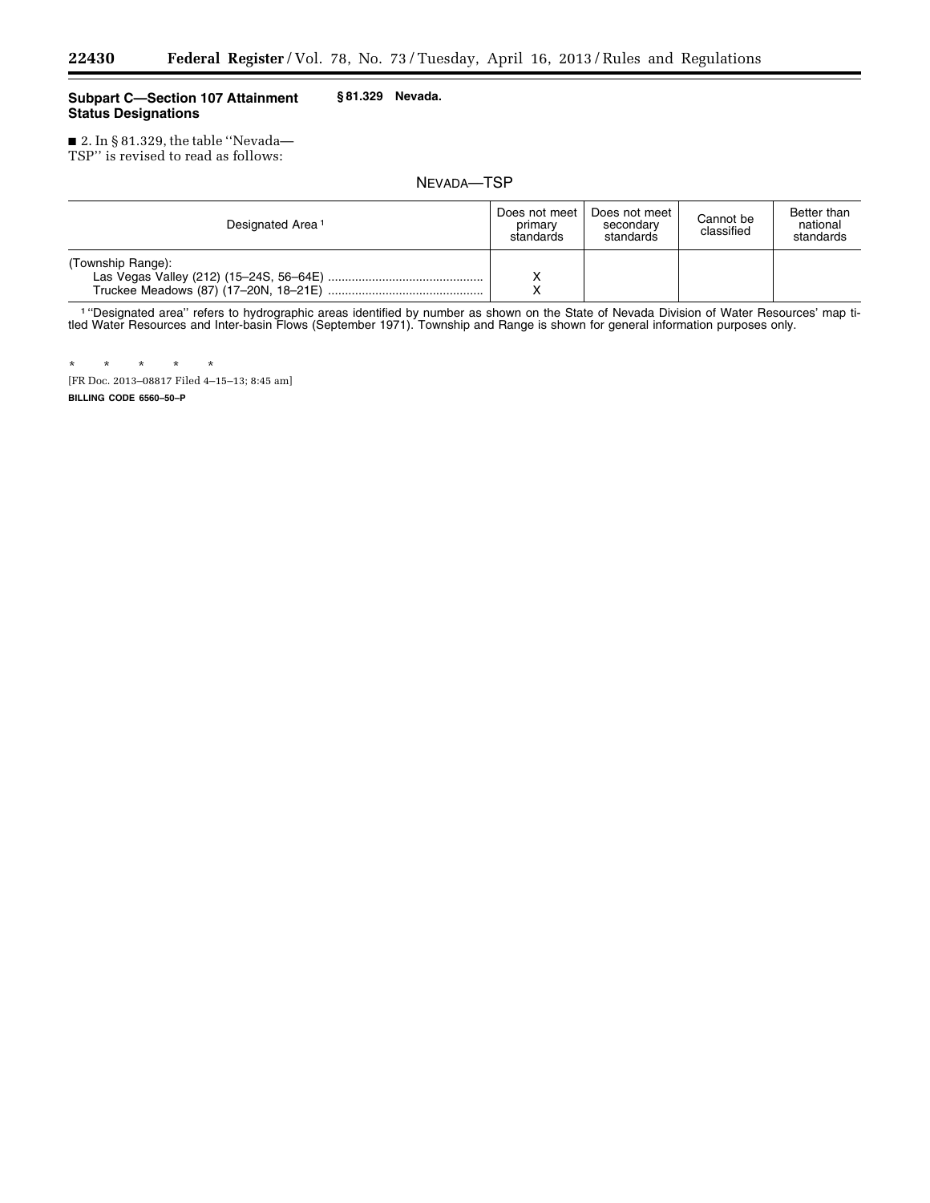## Subpart C—Section 107 Attainment Status Designations

■ 2. In § 81.329, the table ''Nevada—TSP'' is revised to read as follows:

### § 81.329 Nevada.

NEVADA—TSP

| Designated Area [1] | Does not meet primary standards | Does not meet secondary standards | Cannot be classified | Better than national standards |
|---|---|---|---|---|
| (Township Range): | | | | |
| Las Vegas Valley (212) (15–24S, 56–64E) | X | | | |
| Truckee Meadows (87) (17–20N, 18–21E) | X | | | |

[1] ''Designated area'' refers to hydrographic areas identified by number as shown on the State of Nevada Division of Water Resources' map titled Water Resources and Inter-basin Flows (September 1971). Township and Range is shown for general information purposes only.

\* \* \* \* \*

[FR Doc. 2013–08817 Filed 4–15–13; 8:45 am]

**BILLING CODE 6560–50–P**